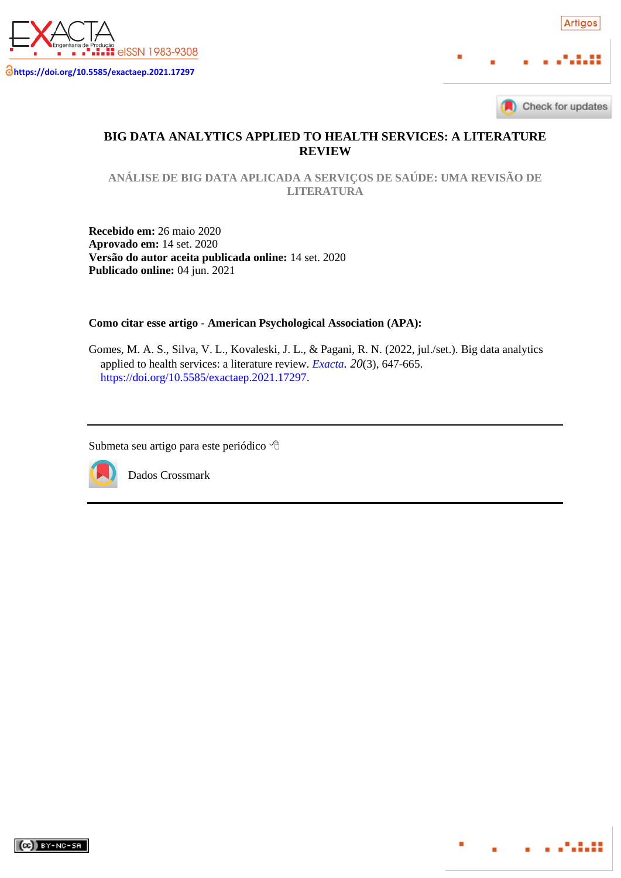EXACTA Engenharia de Produção eISSN 1983-9308

https://doi.org/10.5585/exactaep.2021.17297

Artigos

Check for updates

# BIG DATA ANALYTICS APPLIED TO HEALTH SERVICES: A LITERATURE REVIEW

## ANÁLISE DE BIG DATA APLICADA A SERVIÇOS DE SAÚDE: UMA REVISÃO DE LITERATURA

**Recebido em:** 26 maio 2020
**Aprovado em:** 14 set. 2020
**Versão do autor aceita publicada online:** 14 set. 2020
**Publicado online:** 04 jun. 2021

**Como citar esse artigo - American Psychological Association (APA):**

Gomes, M. A. S., Silva, V. L., Kovaleski, J. L., & Pagani, R. N. (2022, jul./set.). Big data analytics applied to health services: a literature review. *Exacta*. *20*(3), 647-665. https://doi.org/10.5585/exactaep.2021.17297.

---

Submeta seu artigo para este periódico

Dados Crossmark

---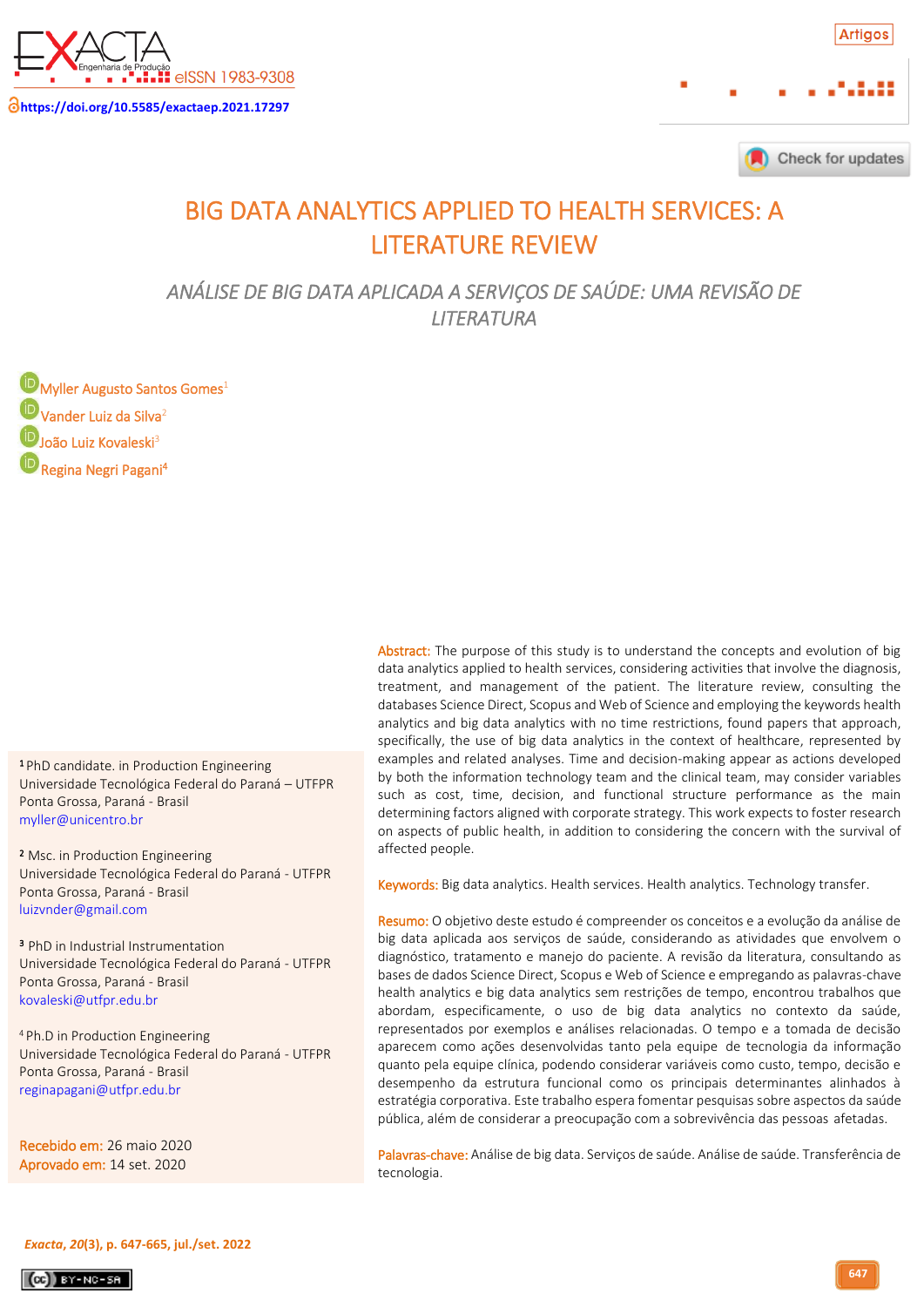# BIG DATA ANALYTICS APPLIED TO HEALTH SERVICES: A LITERATURE REVIEW

## *ANÁLISE DE BIG DATA APLICADA A SERVIÇOS DE SAÚDE: UMA REVISÃO DE LITERATURA*

Myller Augusto Santos Gomes[1]
Vander Luiz da Silva[2]
João Luiz Kovaleski[3]
Regina Negri Pagani[4]

[1] PhD candidate. in Production Engineering
Universidade Tecnológica Federal do Paraná – UTFPR
Ponta Grossa, Paraná - Brasil
myller@unicentro.br

[2] Msc. in Production Engineering
Universidade Tecnológica Federal do Paraná - UTFPR
Ponta Grossa, Paraná - Brasil
luizvnder@gmail.com

[3] PhD in Industrial Instrumentation
Universidade Tecnológica Federal do Paraná - UTFPR
Ponta Grossa, Paraná - Brasil
kovaleski@utfpr.edu.br

[4] Ph.D in Production Engineering
Universidade Tecnológica Federal do Paraná - UTFPR
Ponta Grossa, Paraná - Brasil
reginapagani@utfpr.edu.br

Recebido em: 26 maio 2020
Aprovado em: 14 set. 2020

**Abstract:** The purpose of this study is to understand the concepts and evolution of big data analytics applied to health services, considering activities that involve the diagnosis, treatment, and management of the patient. The literature review, consulting the databases Science Direct, Scopus and Web of Science and employing the keywords health analytics and big data analytics with no time restrictions, found papers that approach, specifically, the use of big data analytics in the context of healthcare, represented by examples and related analyses. Time and decision-making appear as actions developed by both the information technology team and the clinical team, may consider variables such as cost, time, decision, and functional structure performance as the main determining factors aligned with corporate strategy. This work expects to foster research on aspects of public health, in addition to considering the concern with the survival of affected people.

**Keywords:** Big data analytics. Health services. Health analytics. Technology transfer.

**Resumo:** O objetivo deste estudo é compreender os conceitos e a evolução da análise de big data aplicada aos serviços de saúde, considerando as atividades que envolvem o diagnóstico, tratamento e manejo do paciente. A revisão da literatura, consultando as bases de dados Science Direct, Scopus e Web of Science e empregando as palavras-chave health analytics e big data analytics sem restrições de tempo, encontrou trabalhos que abordam, especificamente, o uso de big data analytics no contexto da saúde, representados por exemplos e análises relacionadas. O tempo e a tomada de decisão aparecem como ações desenvolvidas tanto pela equipe de tecnologia da informação quanto pela equipe clínica, podendo considerar variáveis como custo, tempo, decisão e desempenho da estrutura funcional como os principais determinantes alinhados à estratégia corporativa. Este trabalho espera fomentar pesquisas sobre aspectos da saúde pública, além de considerar a preocupação com a sobrevivência das pessoas afetadas.

**Palavras-chave:** Análise de big data. Serviços de saúde. Análise de saúde. Transferência de tecnologia.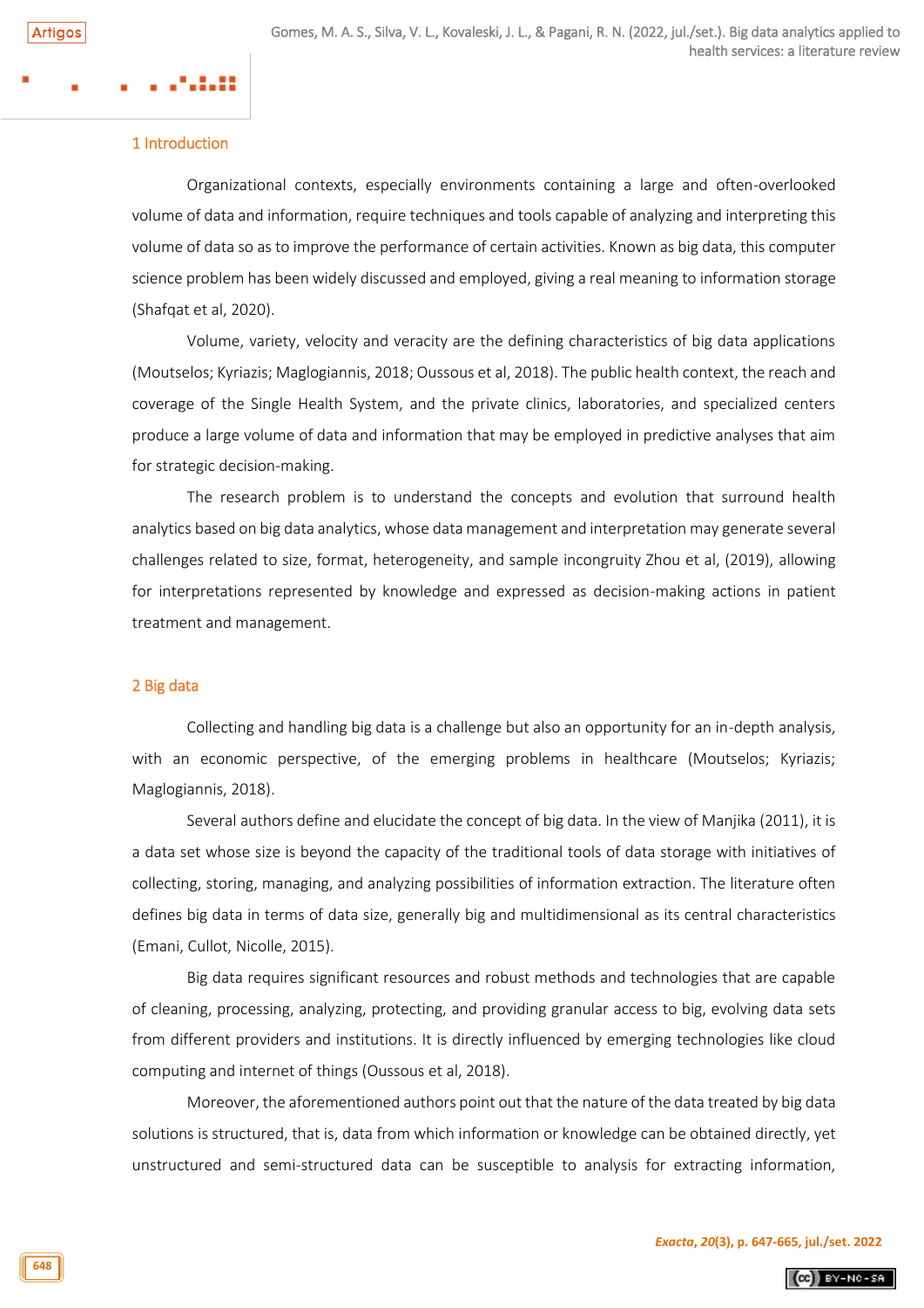## 1 Introduction

Organizational contexts, especially environments containing a large and often-overlooked volume of data and information, require techniques and tools capable of analyzing and interpreting this volume of data so as to improve the performance of certain activities. Known as big data, this computer science problem has been widely discussed and employed, giving a real meaning to information storage (Shafqat et al, 2020).

Volume, variety, velocity and veracity are the defining characteristics of big data applications (Moutselos; Kyriazis; Maglogiannis, 2018; Oussous et al, 2018). The public health context, the reach and coverage of the Single Health System, and the private clinics, laboratories, and specialized centers produce a large volume of data and information that may be employed in predictive analyses that aim for strategic decision-making.

The research problem is to understand the concepts and evolution that surround health analytics based on big data analytics, whose data management and interpretation may generate several challenges related to size, format, heterogeneity, and sample incongruity Zhou et al, (2019), allowing for interpretations represented by knowledge and expressed as decision-making actions in patient treatment and management.

## 2 Big data

Collecting and handling big data is a challenge but also an opportunity for an in-depth analysis, with an economic perspective, of the emerging problems in healthcare (Moutselos; Kyriazis; Maglogiannis, 2018).

Several authors define and elucidate the concept of big data. In the view of Manjika (2011), it is a data set whose size is beyond the capacity of the traditional tools of data storage with initiatives of collecting, storing, managing, and analyzing possibilities of information extraction. The literature often defines big data in terms of data size, generally big and multidimensional as its central characteristics (Emani, Cullot, Nicolle, 2015).

Big data requires significant resources and robust methods and technologies that are capable of cleaning, processing, analyzing, protecting, and providing granular access to big, evolving data sets from different providers and institutions. It is directly influenced by emerging technologies like cloud computing and internet of things (Oussous et al, 2018).

Moreover, the aforementioned authors point out that the nature of the data treated by big data solutions is structured, that is, data from which information or knowledge can be obtained directly, yet unstructured and semi-structured data can be susceptible to analysis for extracting information,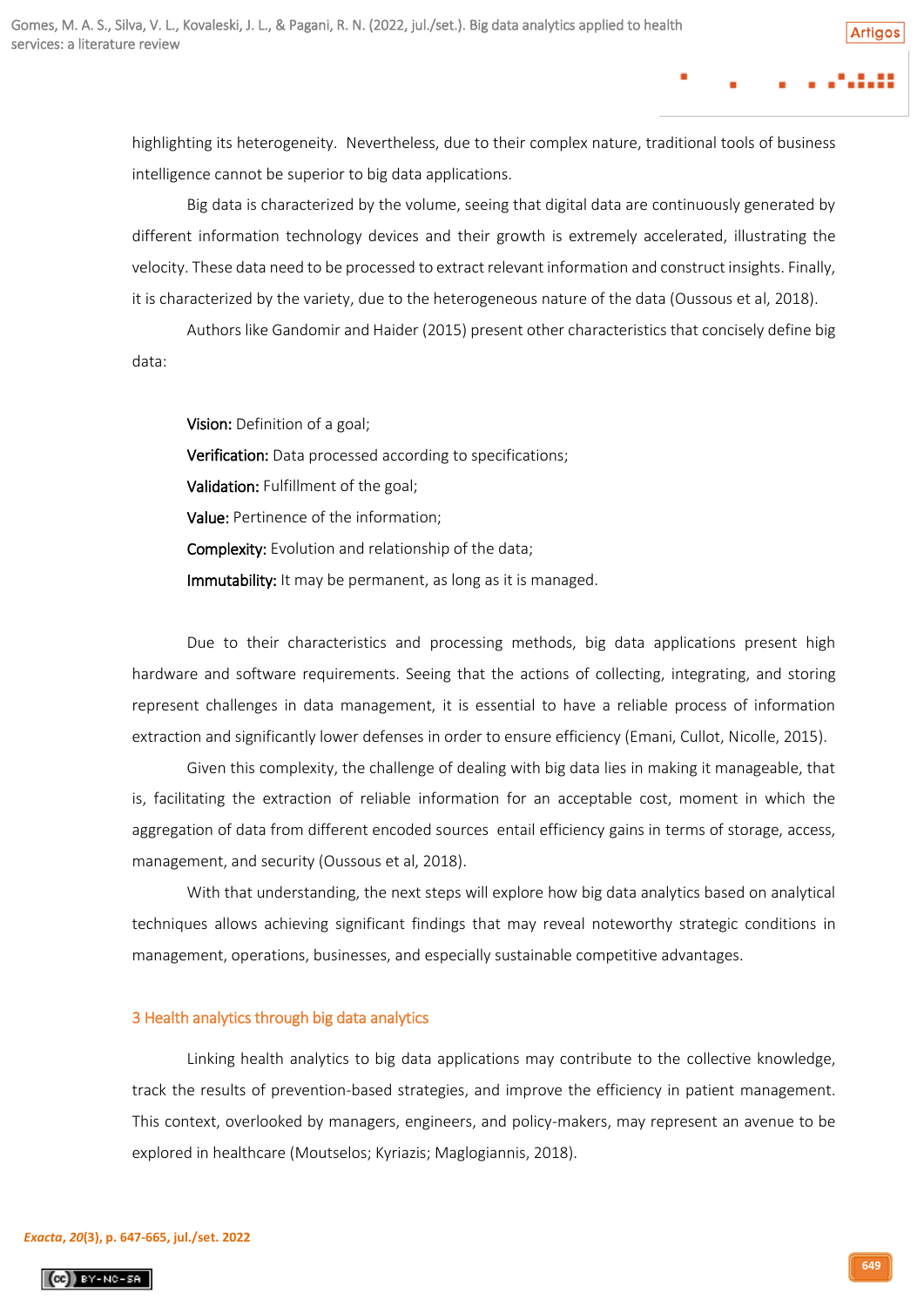highlighting its heterogeneity. Nevertheless, due to their complex nature, traditional tools of business intelligence cannot be superior to big data applications.

Big data is characterized by the volume, seeing that digital data are continuously generated by different information technology devices and their growth is extremely accelerated, illustrating the velocity. These data need to be processed to extract relevant information and construct insights. Finally, it is characterized by the variety, due to the heterogeneous nature of the data (Oussous et al, 2018).

Authors like Gandomir and Haider (2015) present other characteristics that concisely define big data:

**Vision:** Definition of a goal;

**Verification:** Data processed according to specifications;

**Validation:** Fulfillment of the goal;

**Value:** Pertinence of the information;

**Complexity:** Evolution and relationship of the data;

**Immutability:** It may be permanent, as long as it is managed.

Due to their characteristics and processing methods, big data applications present high hardware and software requirements. Seeing that the actions of collecting, integrating, and storing represent challenges in data management, it is essential to have a reliable process of information extraction and significantly lower defenses in order to ensure efficiency (Emani, Cullot, Nicolle, 2015).

Given this complexity, the challenge of dealing with big data lies in making it manageable, that is, facilitating the extraction of reliable information for an acceptable cost, moment in which the aggregation of data from different encoded sources entail efficiency gains in terms of storage, access, management, and security (Oussous et al, 2018).

With that understanding, the next steps will explore how big data analytics based on analytical techniques allows achieving significant findings that may reveal noteworthy strategic conditions in management, operations, businesses, and especially sustainable competitive advantages.

## 3 Health analytics through big data analytics

Linking health analytics to big data applications may contribute to the collective knowledge, track the results of prevention-based strategies, and improve the efficiency in patient management. This context, overlooked by managers, engineers, and policy-makers, may represent an avenue to be explored in healthcare (Moutselos; Kyriazis; Maglogiannis, 2018).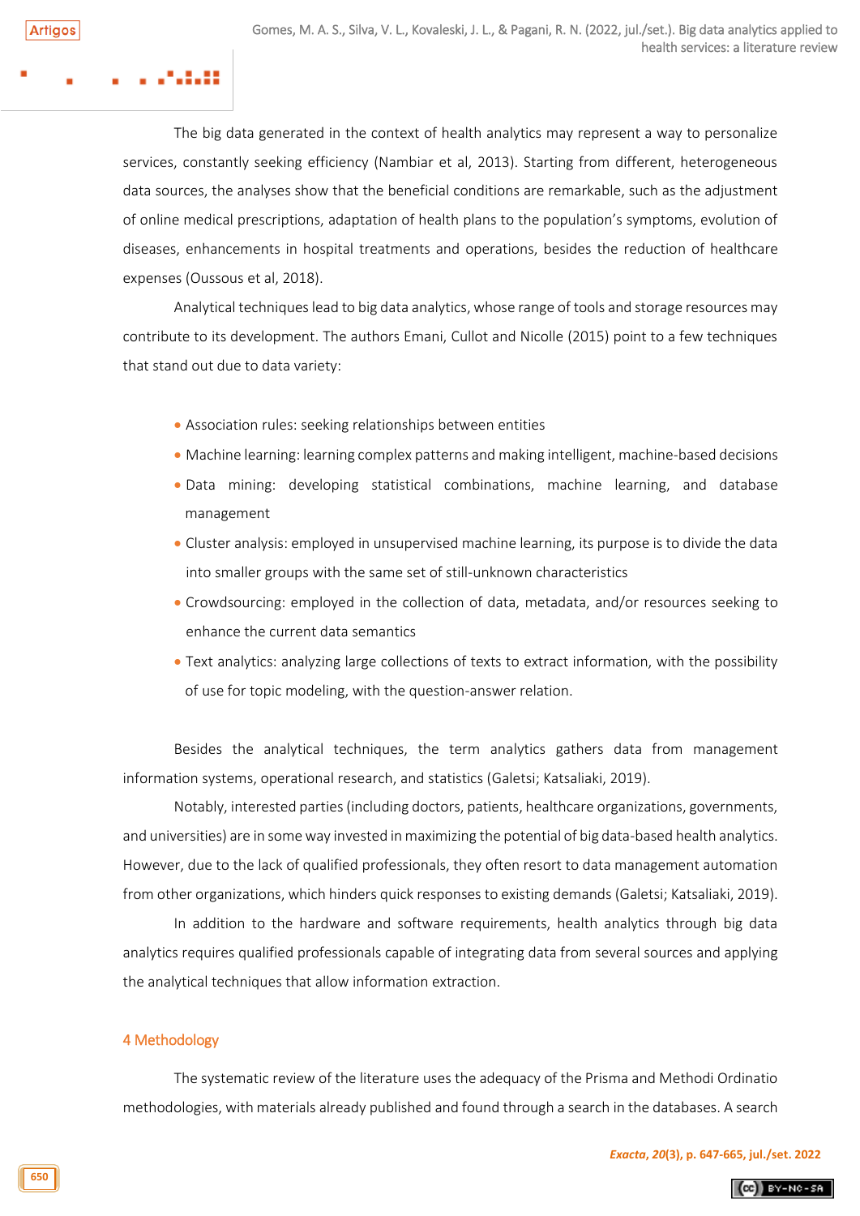The big data generated in the context of health analytics may represent a way to personalize services, constantly seeking efficiency (Nambiar et al, 2013). Starting from different, heterogeneous data sources, the analyses show that the beneficial conditions are remarkable, such as the adjustment of online medical prescriptions, adaptation of health plans to the population's symptoms, evolution of diseases, enhancements in hospital treatments and operations, besides the reduction of healthcare expenses (Oussous et al, 2018).

Analytical techniques lead to big data analytics, whose range of tools and storage resources may contribute to its development. The authors Emani, Cullot and Nicolle (2015) point to a few techniques that stand out due to data variety:

- Association rules: seeking relationships between entities
- Machine learning: learning complex patterns and making intelligent, machine-based decisions
- Data mining: developing statistical combinations, machine learning, and database management
- Cluster analysis: employed in unsupervised machine learning, its purpose is to divide the data into smaller groups with the same set of still-unknown characteristics
- Crowdsourcing: employed in the collection of data, metadata, and/or resources seeking to enhance the current data semantics
- Text analytics: analyzing large collections of texts to extract information, with the possibility of use for topic modeling, with the question-answer relation.

Besides the analytical techniques, the term analytics gathers data from management information systems, operational research, and statistics (Galetsi; Katsaliaki, 2019).

Notably, interested parties (including doctors, patients, healthcare organizations, governments, and universities) are in some way invested in maximizing the potential of big data-based health analytics. However, due to the lack of qualified professionals, they often resort to data management automation from other organizations, which hinders quick responses to existing demands (Galetsi; Katsaliaki, 2019).

In addition to the hardware and software requirements, health analytics through big data analytics requires qualified professionals capable of integrating data from several sources and applying the analytical techniques that allow information extraction.

## 4 Methodology

The systematic review of the literature uses the adequacy of the Prisma and Methodi Ordinatio methodologies, with materials already published and found through a search in the databases. A search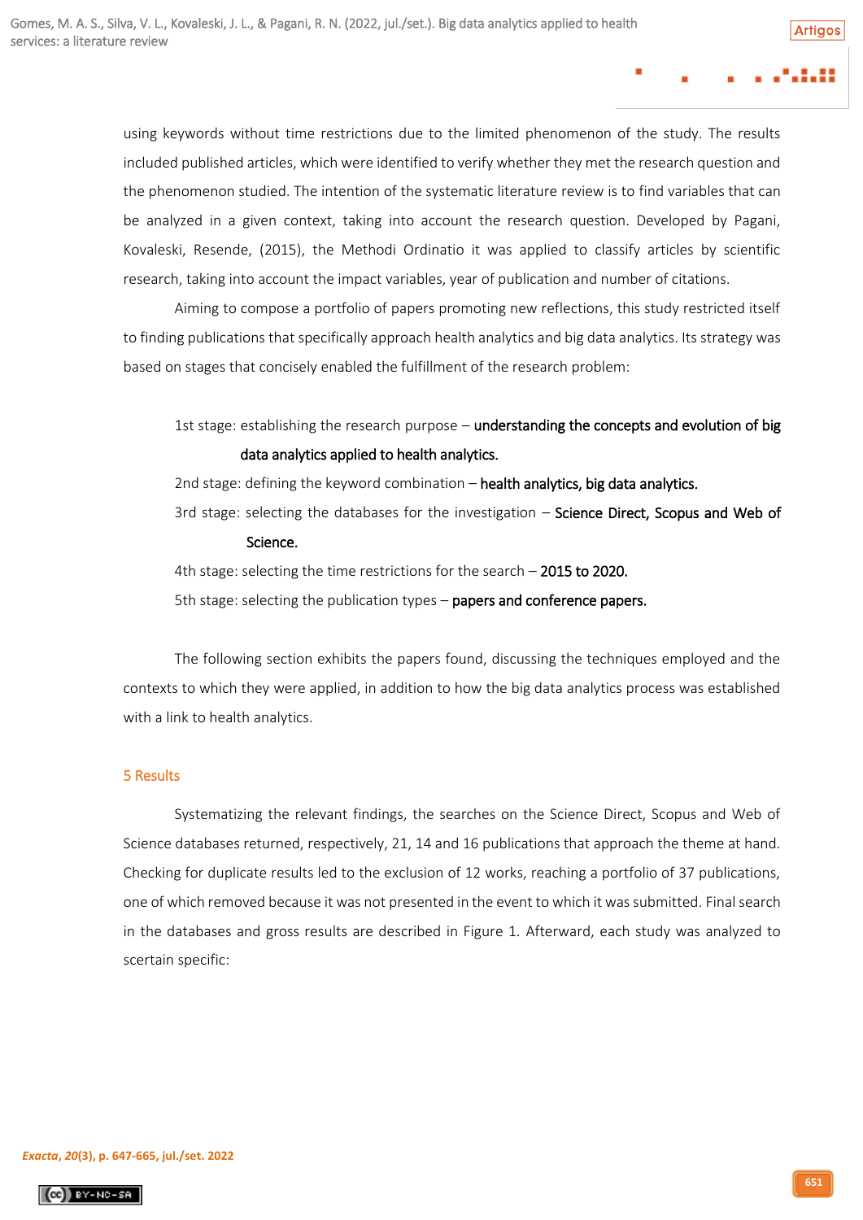using keywords without time restrictions due to the limited phenomenon of the study. The results included published articles, which were identified to verify whether they met the research question and the phenomenon studied. The intention of the systematic literature review is to find variables that can be analyzed in a given context, taking into account the research question. Developed by Pagani, Kovaleski, Resende, (2015), the Methodi Ordinatio it was applied to classify articles by scientific research, taking into account the impact variables, year of publication and number of citations.

Aiming to compose a portfolio of papers promoting new reflections, this study restricted itself to finding publications that specifically approach health analytics and big data analytics. Its strategy was based on stages that concisely enabled the fulfillment of the research problem:

1st stage: establishing the research purpose – understanding the concepts and evolution of big data analytics applied to health analytics.

2nd stage: defining the keyword combination – health analytics, big data analytics.

3rd stage: selecting the databases for the investigation – Science Direct, Scopus and Web of Science.

4th stage: selecting the time restrictions for the search – 2015 to 2020.

5th stage: selecting the publication types – papers and conference papers.

The following section exhibits the papers found, discussing the techniques employed and the contexts to which they were applied, in addition to how the big data analytics process was established with a link to health analytics.

## 5 Results

Systematizing the relevant findings, the searches on the Science Direct, Scopus and Web of Science databases returned, respectively, 21, 14 and 16 publications that approach the theme at hand. Checking for duplicate results led to the exclusion of 12 works, reaching a portfolio of 37 publications, one of which removed because it was not presented in the event to which it was submitted. Final search in the databases and gross results are described in Figure 1. Afterward, each study was analyzed to scertain specific: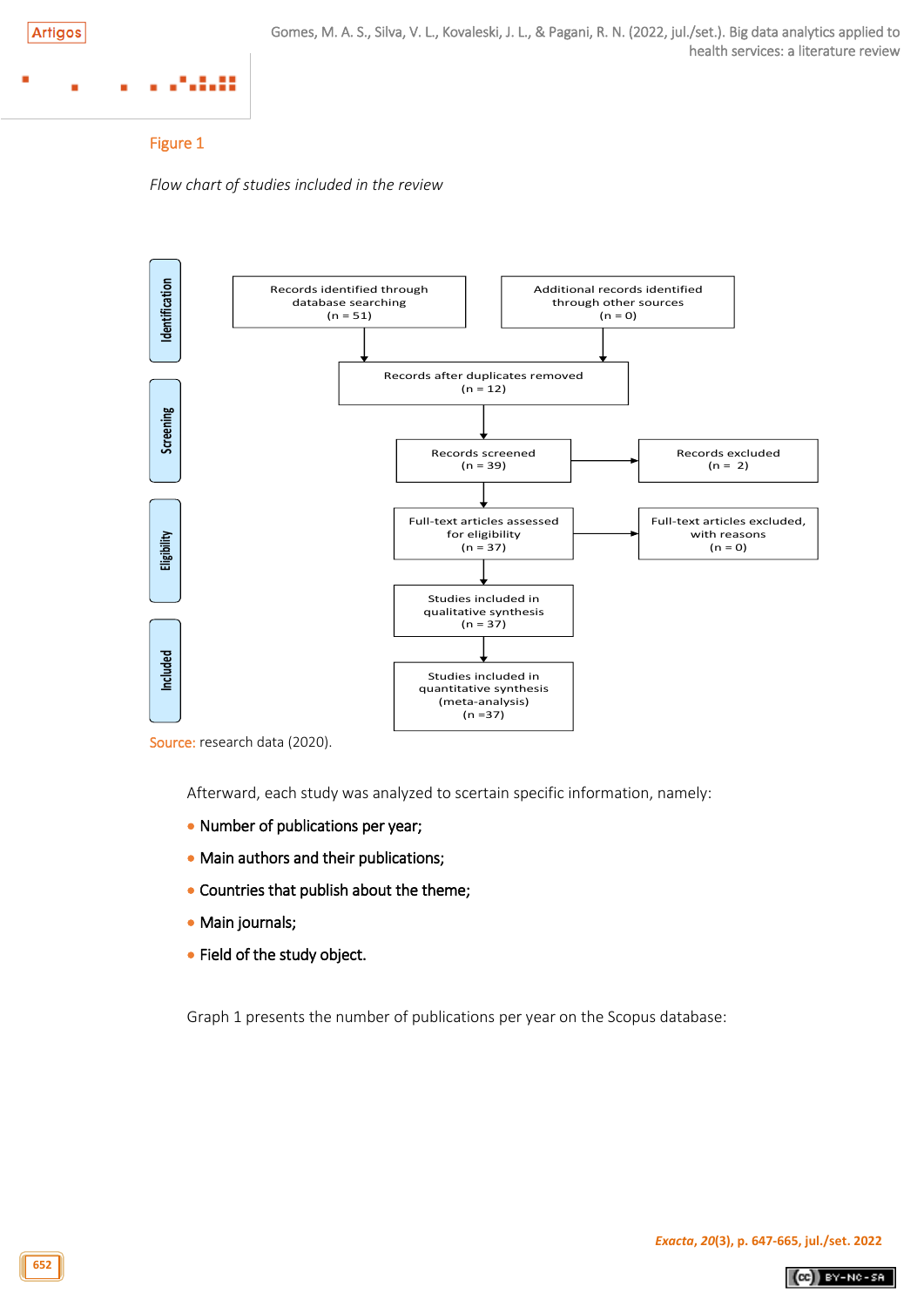Figure 1

*Flow chart of studies included in the review*

Identification

Records identified through database searching (n = 51)

Additional records identified through other sources (n = 0)

Screening

Records after duplicates removed (n = 12)

Records screened (n = 39)

Records excluded (n = 2)

Eligibility

Full-text articles assessed for eligibility (n = 37)

Full-text articles excluded, with reasons (n = 0)

Included

Studies included in qualitative synthesis (n = 37)

Studies included in quantitative synthesis (meta-analysis) (n =37)

Source: research data (2020).

Afterward, each study was analyzed to scertain specific information, namely:

- Number of publications per year;
- Main authors and their publications;
- Countries that publish about the theme;
- Main journals;
- Field of the study object.

Graph 1 presents the number of publications per year on the Scopus database: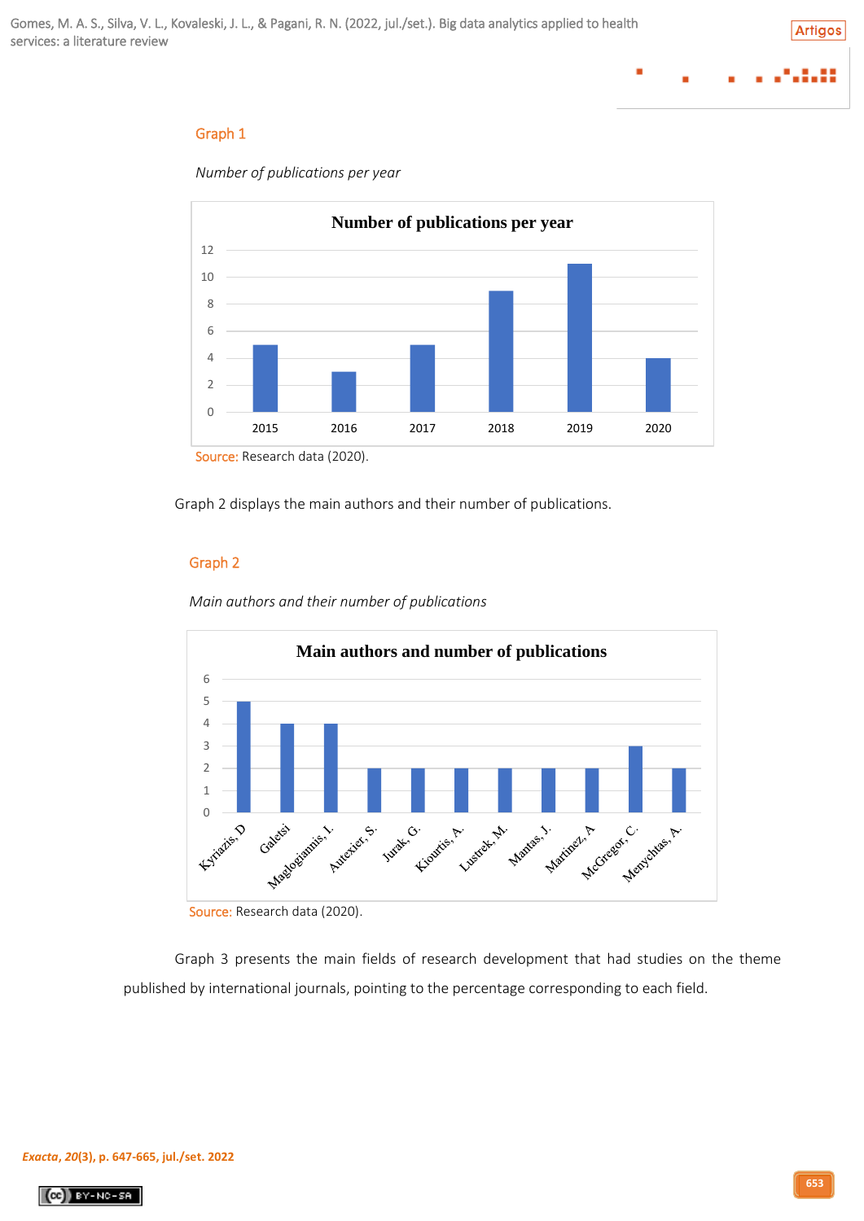Graph 1

*Number of publications per year*

| Year | Number of publications |
|---|---|
| 2015 | 5 |
| 2016 | 3 |
| 2017 | 5 |
| 2018 | 9 |
| 2019 | 11 |
| 2020 | 4 |

Source: Research data (2020).

Graph 2 displays the main authors and their number of publications.

Graph 2

*Main authors and their number of publications*

| Author | Number of publications |
|---|---|
| Kyriazis, D | 5 |
| Galetsi | 4 |
| Maglogiannis, I. | 4 |
| Autexier, S. | 2 |
| Jurak, G. | 2 |
| Kiourtis, A. | 2 |
| Lustrek, M. | 2 |
| Mantas, J. | 2 |
| Martinez, A | 2 |
| McGregor, C. | 3 |
| Menychtas, A. | 2 |

Source: Research data (2020).

Graph 3 presents the main fields of research development that had studies on the theme published by international journals, pointing to the percentage corresponding to each field.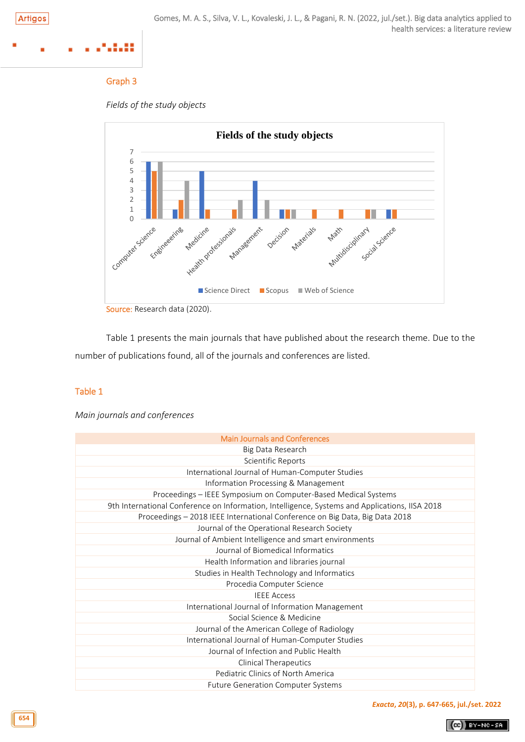Graph 3

*Fields of the study objects*

Source: Research data (2020).

Table 1 presents the main journals that have published about the research theme. Due to the number of publications found, all of the journals and conferences are listed.

Table 1

*Main journals and conferences*

| Main Journals and Conferences |
| --- |
| Big Data Research |
| Scientific Reports |
| International Journal of Human-Computer Studies |
| Information Processing & Management |
| Proceedings – IEEE Symposium on Computer-Based Medical Systems |
| 9th International Conference on Information, Intelligence, Systems and Applications, IISA 2018 |
| Proceedings – 2018 IEEE International Conference on Big Data, Big Data 2018 |
| Journal of the Operational Research Society |
| Journal of Ambient Intelligence and smart environments |
| Journal of Biomedical Informatics |
| Health Information and libraries journal |
| Studies in Health Technology and Informatics |
| Procedia Computer Science |
| IEEE Access |
| International Journal of Information Management |
| Social Science & Medicine |
| Journal of the American College of Radiology |
| International Journal of Human-Computer Studies |
| Journal of Infection and Public Health |
| Clinical Therapeutics |
| Pediatric Clinics of North America |
| Future Generation Computer Systems |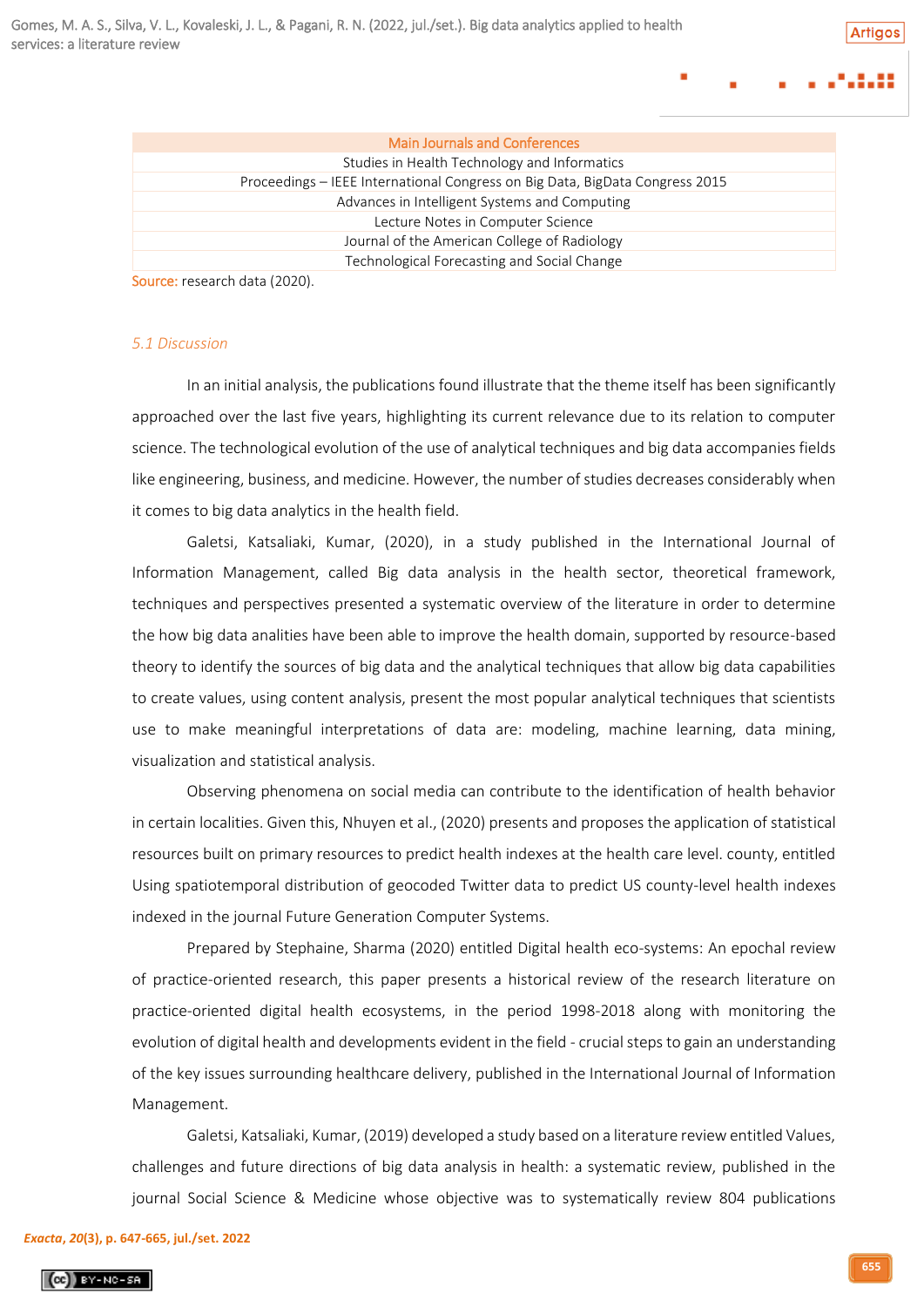| Main Journals and Conferences |
| --- |
| Studies in Health Technology and Informatics |
| Proceedings – IEEE International Congress on Big Data, BigData Congress 2015 |
| Advances in Intelligent Systems and Computing |
| Lecture Notes in Computer Science |
| Journal of the American College of Radiology |
| Technological Forecasting and Social Change |

Source: research data (2020).

### 5.1 Discussion

In an initial analysis, the publications found illustrate that the theme itself has been significantly approached over the last five years, highlighting its current relevance due to its relation to computer science. The technological evolution of the use of analytical techniques and big data accompanies fields like engineering, business, and medicine. However, the number of studies decreases considerably when it comes to big data analytics in the health field.

Galetsi, Katsaliaki, Kumar, (2020), in a study published in the International Journal of Information Management, called Big data analysis in the health sector, theoretical framework, techniques and perspectives presented a systematic overview of the literature in order to determine the how big data analities have been able to improve the health domain, supported by resource-based theory to identify the sources of big data and the analytical techniques that allow big data capabilities to create values, using content analysis, present the most popular analytical techniques that scientists use to make meaningful interpretations of data are: modeling, machine learning, data mining, visualization and statistical analysis.

Observing phenomena on social media can contribute to the identification of health behavior in certain localities. Given this, Nhuyen et al., (2020) presents and proposes the application of statistical resources built on primary resources to predict health indexes at the health care level. county, entitled Using spatiotemporal distribution of geocoded Twitter data to predict US county-level health indexes indexed in the journal Future Generation Computer Systems.

Prepared by Stephaine, Sharma (2020) entitled Digital health eco-systems: An epochal review of practice-oriented research, this paper presents a historical review of the research literature on practice-oriented digital health ecosystems, in the period 1998-2018 along with monitoring the evolution of digital health and developments evident in the field - crucial steps to gain an understanding of the key issues surrounding healthcare delivery, published in the International Journal of Information Management.

Galetsi, Katsaliaki, Kumar, (2019) developed a study based on a literature review entitled Values, challenges and future directions of big data analysis in health: a systematic review, published in the journal Social Science & Medicine whose objective was to systematically review 804 publications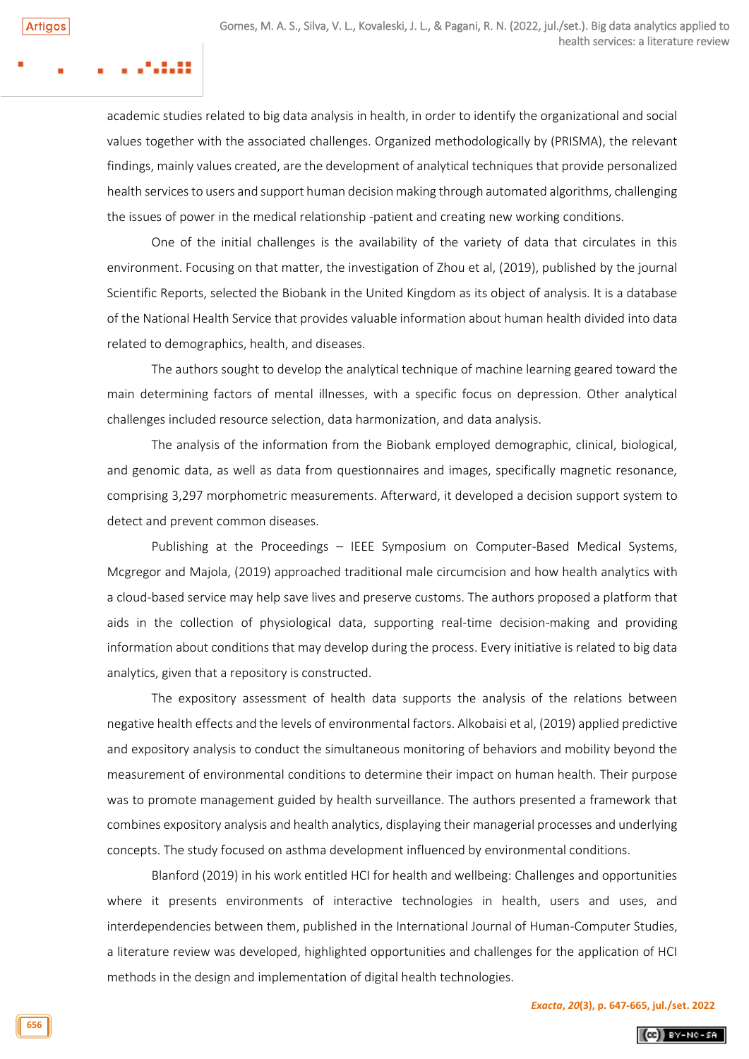academic studies related to big data analysis in health, in order to identify the organizational and social values together with the associated challenges. Organized methodologically by (PRISMA), the relevant findings, mainly values created, are the development of analytical techniques that provide personalized health services to users and support human decision making through automated algorithms, challenging the issues of power in the medical relationship -patient and creating new working conditions.

One of the initial challenges is the availability of the variety of data that circulates in this environment. Focusing on that matter, the investigation of Zhou et al, (2019), published by the journal Scientific Reports, selected the Biobank in the United Kingdom as its object of analysis. It is a database of the National Health Service that provides valuable information about human health divided into data related to demographics, health, and diseases.

The authors sought to develop the analytical technique of machine learning geared toward the main determining factors of mental illnesses, with a specific focus on depression. Other analytical challenges included resource selection, data harmonization, and data analysis.

The analysis of the information from the Biobank employed demographic, clinical, biological, and genomic data, as well as data from questionnaires and images, specifically magnetic resonance, comprising 3,297 morphometric measurements. Afterward, it developed a decision support system to detect and prevent common diseases.

Publishing at the Proceedings – IEEE Symposium on Computer-Based Medical Systems, Mcgregor and Majola, (2019) approached traditional male circumcision and how health analytics with a cloud-based service may help save lives and preserve customs. The authors proposed a platform that aids in the collection of physiological data, supporting real-time decision-making and providing information about conditions that may develop during the process. Every initiative is related to big data analytics, given that a repository is constructed.

The expository assessment of health data supports the analysis of the relations between negative health effects and the levels of environmental factors. Alkobaisi et al, (2019) applied predictive and expository analysis to conduct the simultaneous monitoring of behaviors and mobility beyond the measurement of environmental conditions to determine their impact on human health. Their purpose was to promote management guided by health surveillance. The authors presented a framework that combines expository analysis and health analytics, displaying their managerial processes and underlying concepts. The study focused on asthma development influenced by environmental conditions.

Blanford (2019) in his work entitled HCI for health and wellbeing: Challenges and opportunities where it presents environments of interactive technologies in health, users and uses, and interdependencies between them, published in the International Journal of Human-Computer Studies, a literature review was developed, highlighted opportunities and challenges for the application of HCI methods in the design and implementation of digital health technologies.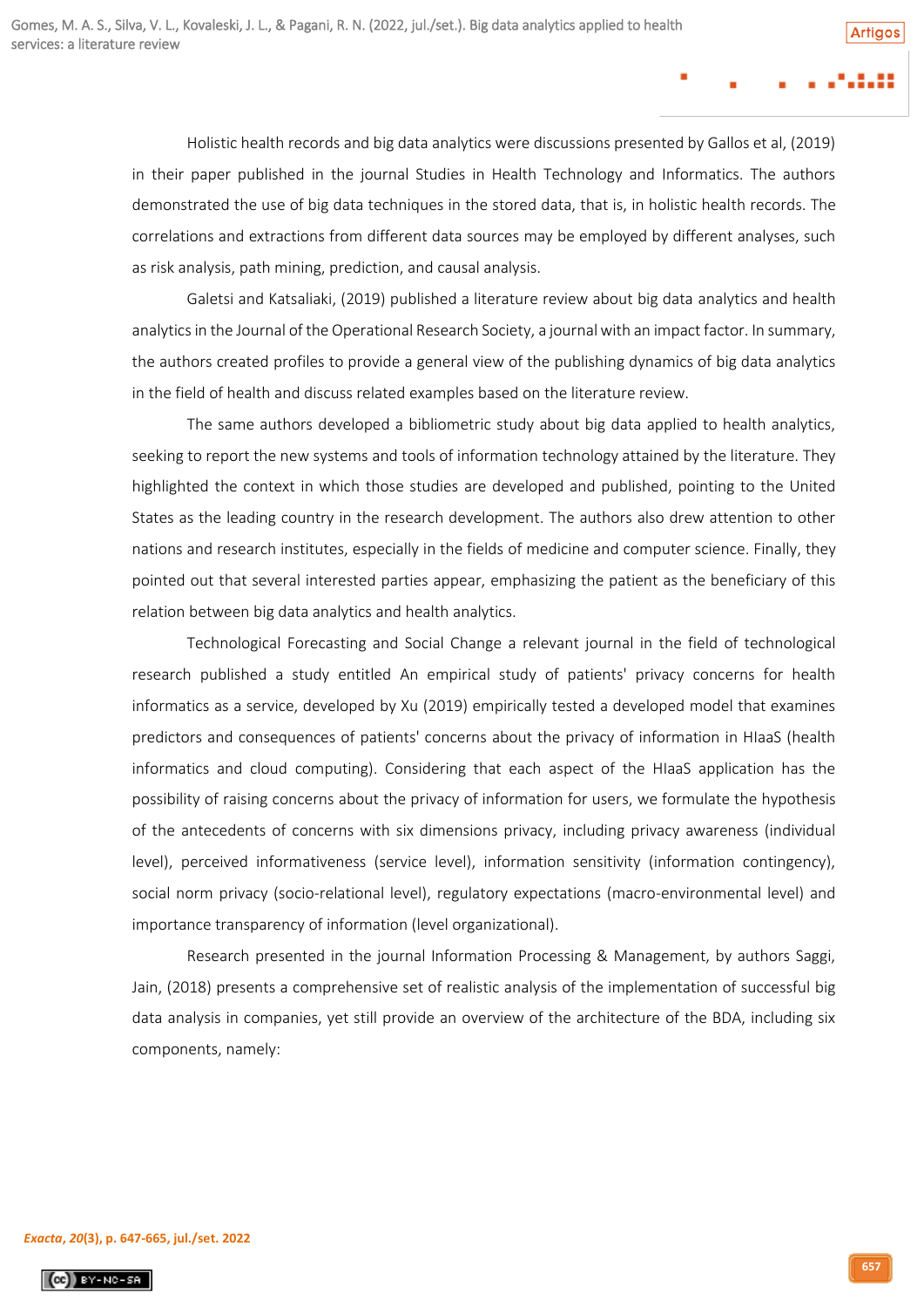Holistic health records and big data analytics were discussions presented by Gallos et al, (2019) in their paper published in the journal Studies in Health Technology and Informatics. The authors demonstrated the use of big data techniques in the stored data, that is, in holistic health records. The correlations and extractions from different data sources may be employed by different analyses, such as risk analysis, path mining, prediction, and causal analysis.

Galetsi and Katsaliaki, (2019) published a literature review about big data analytics and health analytics in the Journal of the Operational Research Society, a journal with an impact factor. In summary, the authors created profiles to provide a general view of the publishing dynamics of big data analytics in the field of health and discuss related examples based on the literature review.

The same authors developed a bibliometric study about big data applied to health analytics, seeking to report the new systems and tools of information technology attained by the literature. They highlighted the context in which those studies are developed and published, pointing to the United States as the leading country in the research development. The authors also drew attention to other nations and research institutes, especially in the fields of medicine and computer science. Finally, they pointed out that several interested parties appear, emphasizing the patient as the beneficiary of this relation between big data analytics and health analytics.

Technological Forecasting and Social Change a relevant journal in the field of technological research published a study entitled An empirical study of patients' privacy concerns for health informatics as a service, developed by Xu (2019) empirically tested a developed model that examines predictors and consequences of patients' concerns about the privacy of information in HIaaS (health informatics and cloud computing). Considering that each aspect of the HIaaS application has the possibility of raising concerns about the privacy of information for users, we formulate the hypothesis of the antecedents of concerns with six dimensions privacy, including privacy awareness (individual level), perceived informativeness (service level), information sensitivity (information contingency), social norm privacy (socio-relational level), regulatory expectations (macro-environmental level) and importance transparency of information (level organizational).

Research presented in the journal Information Processing & Management, by authors Saggi, Jain, (2018) presents a comprehensive set of realistic analysis of the implementation of successful big data analysis in companies, yet still provide an overview of the architecture of the BDA, including six components, namely: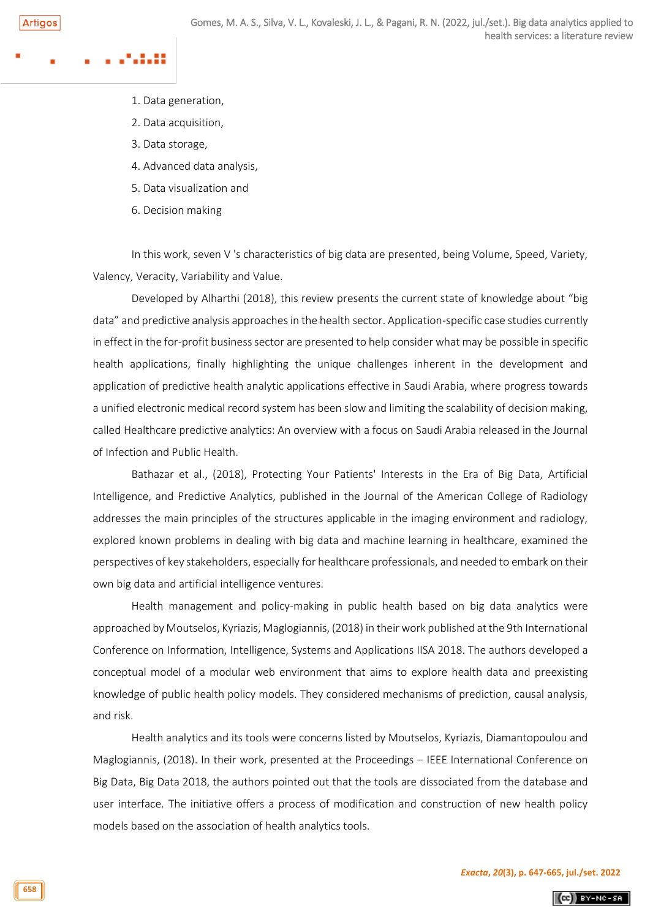1. Data generation,
2. Data acquisition,
3. Data storage,
4. Advanced data analysis,
5. Data visualization and
6. Decision making

In this work, seven V 's characteristics of big data are presented, being Volume, Speed, Variety, Valency, Veracity, Variability and Value.

Developed by Alharthi (2018), this review presents the current state of knowledge about "big data" and predictive analysis approaches in the health sector. Application-specific case studies currently in effect in the for-profit business sector are presented to help consider what may be possible in specific health applications, finally highlighting the unique challenges inherent in the development and application of predictive health analytic applications effective in Saudi Arabia, where progress towards a unified electronic medical record system has been slow and limiting the scalability of decision making, called Healthcare predictive analytics: An overview with a focus on Saudi Arabia released in the Journal of Infection and Public Health.

Bathazar et al., (2018), Protecting Your Patients' Interests in the Era of Big Data, Artificial Intelligence, and Predictive Analytics, published in the Journal of the American College of Radiology addresses the main principles of the structures applicable in the imaging environment and radiology, explored known problems in dealing with big data and machine learning in healthcare, examined the perspectives of key stakeholders, especially for healthcare professionals, and needed to embark on their own big data and artificial intelligence ventures.

Health management and policy-making in public health based on big data analytics were approached by Moutselos, Kyriazis, Maglogiannis, (2018) in their work published at the 9th International Conference on Information, Intelligence, Systems and Applications IISA 2018. The authors developed a conceptual model of a modular web environment that aims to explore health data and preexisting knowledge of public health policy models. They considered mechanisms of prediction, causal analysis, and risk.

Health analytics and its tools were concerns listed by Moutselos, Kyriazis, Diamantopoulou and Maglogiannis, (2018). In their work, presented at the Proceedings – IEEE International Conference on Big Data, Big Data 2018, the authors pointed out that the tools are dissociated from the database and user interface. The initiative offers a process of modification and construction of new health policy models based on the association of health analytics tools.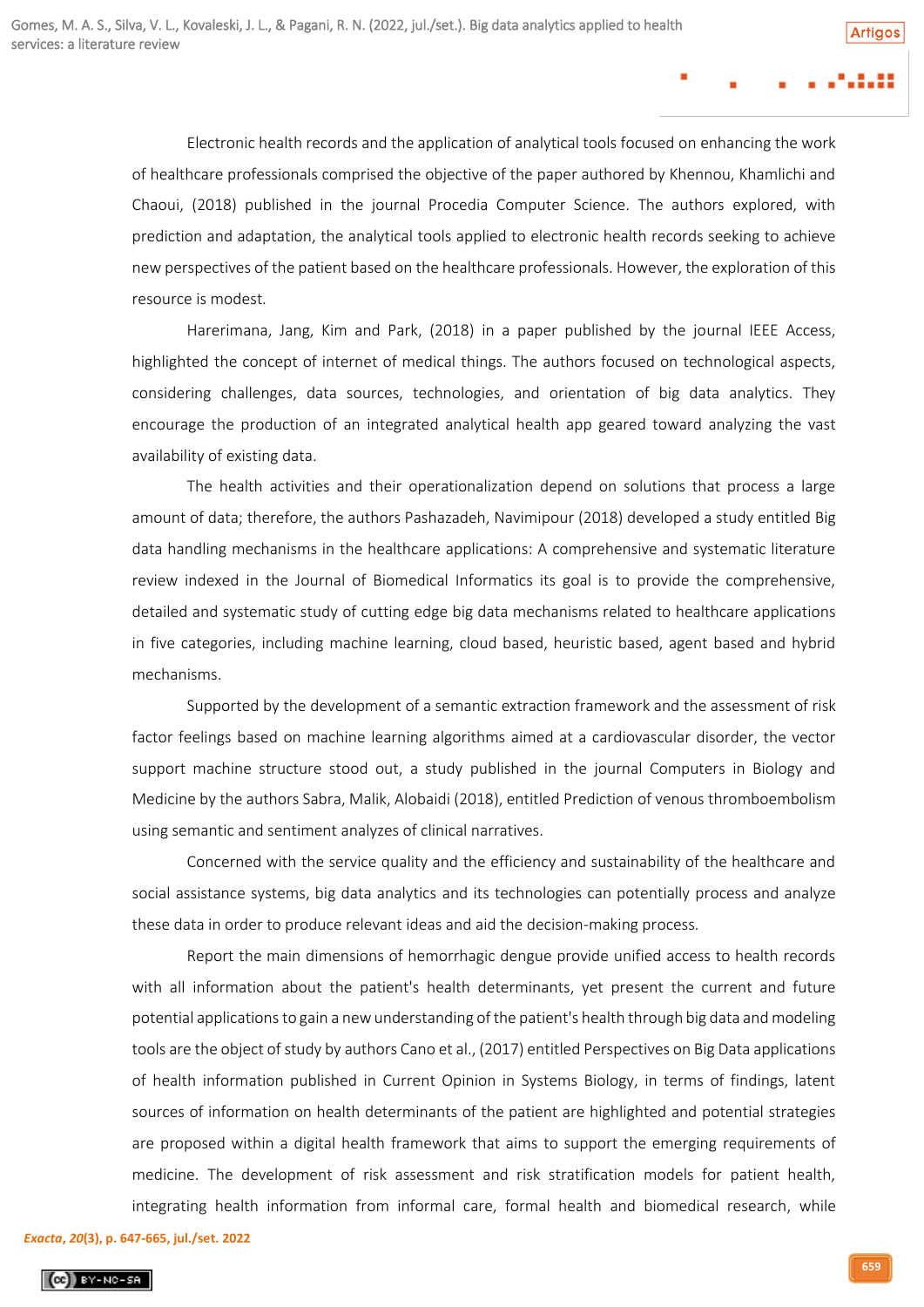Electronic health records and the application of analytical tools focused on enhancing the work of healthcare professionals comprised the objective of the paper authored by Khennou, Khamlichi and Chaoui, (2018) published in the journal Procedia Computer Science. The authors explored, with prediction and adaptation, the analytical tools applied to electronic health records seeking to achieve new perspectives of the patient based on the healthcare professionals. However, the exploration of this resource is modest.

Harerimana, Jang, Kim and Park, (2018) in a paper published by the journal IEEE Access, highlighted the concept of internet of medical things. The authors focused on technological aspects, considering challenges, data sources, technologies, and orientation of big data analytics. They encourage the production of an integrated analytical health app geared toward analyzing the vast availability of existing data.

The health activities and their operationalization depend on solutions that process a large amount of data; therefore, the authors Pashazadeh, Navimipour (2018) developed a study entitled Big data handling mechanisms in the healthcare applications: A comprehensive and systematic literature review indexed in the Journal of Biomedical Informatics its goal is to provide the comprehensive, detailed and systematic study of cutting edge big data mechanisms related to healthcare applications in five categories, including machine learning, cloud based, heuristic based, agent based and hybrid mechanisms.

Supported by the development of a semantic extraction framework and the assessment of risk factor feelings based on machine learning algorithms aimed at a cardiovascular disorder, the vector support machine structure stood out, a study published in the journal Computers in Biology and Medicine by the authors Sabra, Malik, Alobaidi (2018), entitled Prediction of venous thromboembolism using semantic and sentiment analyzes of clinical narratives.

Concerned with the service quality and the efficiency and sustainability of the healthcare and social assistance systems, big data analytics and its technologies can potentially process and analyze these data in order to produce relevant ideas and aid the decision-making process.

Report the main dimensions of hemorrhagic dengue provide unified access to health records with all information about the patient's health determinants, yet present the current and future potential applications to gain a new understanding of the patient's health through big data and modeling tools are the object of study by authors Cano et al., (2017) entitled Perspectives on Big Data applications of health information published in Current Opinion in Systems Biology, in terms of findings, latent sources of information on health determinants of the patient are highlighted and potential strategies are proposed within a digital health framework that aims to support the emerging requirements of medicine. The development of risk assessment and risk stratification models for patient health, integrating health information from informal care, formal health and biomedical research, while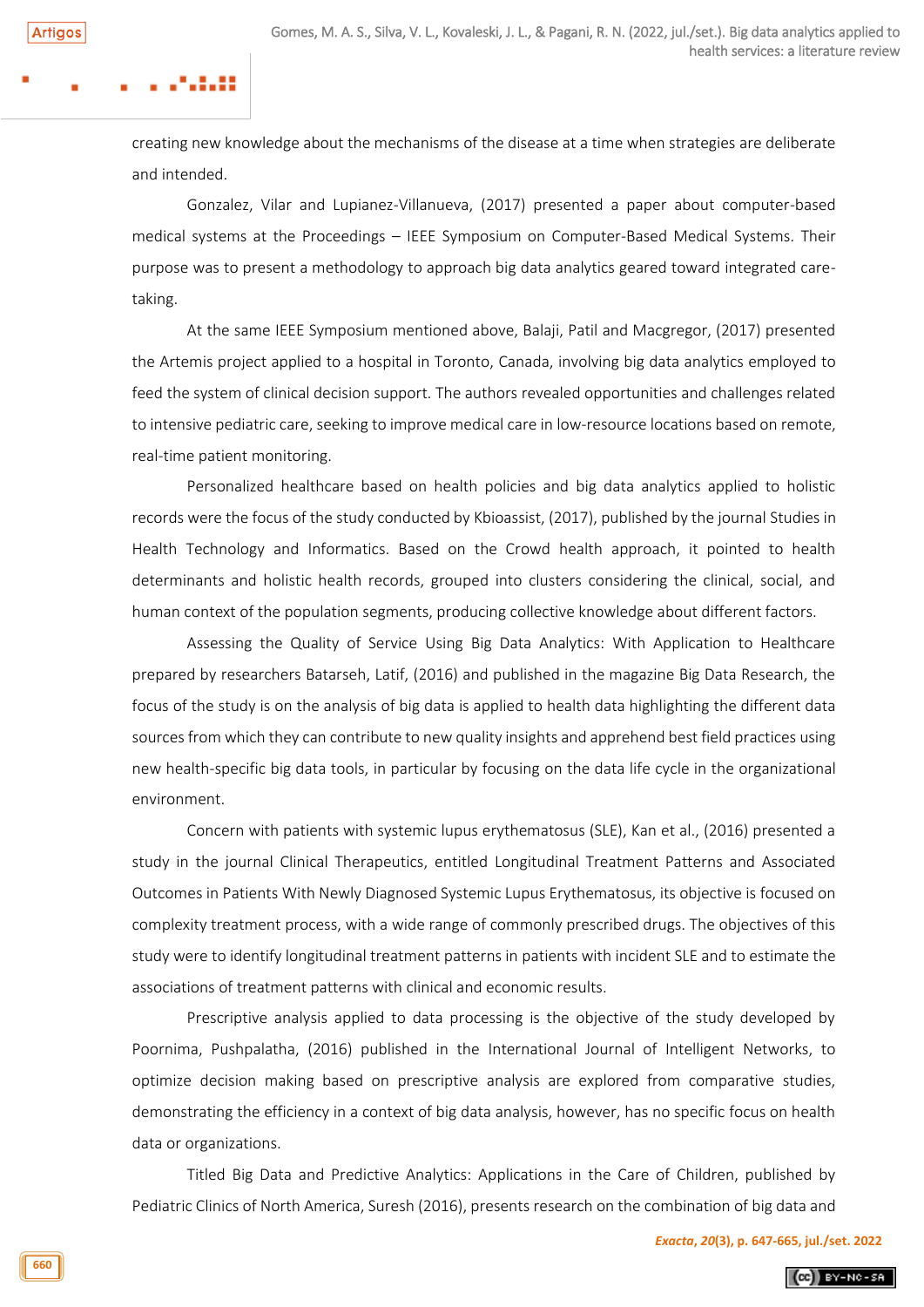creating new knowledge about the mechanisms of the disease at a time when strategies are deliberate and intended.

Gonzalez, Vilar and Lupianez-Villanueva, (2017) presented a paper about computer-based medical systems at the Proceedings – IEEE Symposium on Computer-Based Medical Systems. Their purpose was to present a methodology to approach big data analytics geared toward integrated care-taking.

At the same IEEE Symposium mentioned above, Balaji, Patil and Macgregor, (2017) presented the Artemis project applied to a hospital in Toronto, Canada, involving big data analytics employed to feed the system of clinical decision support. The authors revealed opportunities and challenges related to intensive pediatric care, seeking to improve medical care in low-resource locations based on remote, real-time patient monitoring.

Personalized healthcare based on health policies and big data analytics applied to holistic records were the focus of the study conducted by Kbioassist, (2017), published by the journal Studies in Health Technology and Informatics. Based on the Crowd health approach, it pointed to health determinants and holistic health records, grouped into clusters considering the clinical, social, and human context of the population segments, producing collective knowledge about different factors.

Assessing the Quality of Service Using Big Data Analytics: With Application to Healthcare prepared by researchers Batarseh, Latif, (2016) and published in the magazine Big Data Research, the focus of the study is on the analysis of big data is applied to health data highlighting the different data sources from which they can contribute to new quality insights and apprehend best field practices using new health-specific big data tools, in particular by focusing on the data life cycle in the organizational environment.

Concern with patients with systemic lupus erythematosus (SLE), Kan et al., (2016) presented a study in the journal Clinical Therapeutics, entitled Longitudinal Treatment Patterns and Associated Outcomes in Patients With Newly Diagnosed Systemic Lupus Erythematosus, its objective is focused on complexity treatment process, with a wide range of commonly prescribed drugs. The objectives of this study were to identify longitudinal treatment patterns in patients with incident SLE and to estimate the associations of treatment patterns with clinical and economic results.

Prescriptive analysis applied to data processing is the objective of the study developed by Poornima, Pushpalatha, (2016) published in the International Journal of Intelligent Networks, to optimize decision making based on prescriptive analysis are explored from comparative studies, demonstrating the efficiency in a context of big data analysis, however, has no specific focus on health data or organizations.

Titled Big Data and Predictive Analytics: Applications in the Care of Children, published by Pediatric Clinics of North America, Suresh (2016), presents research on the combination of big data and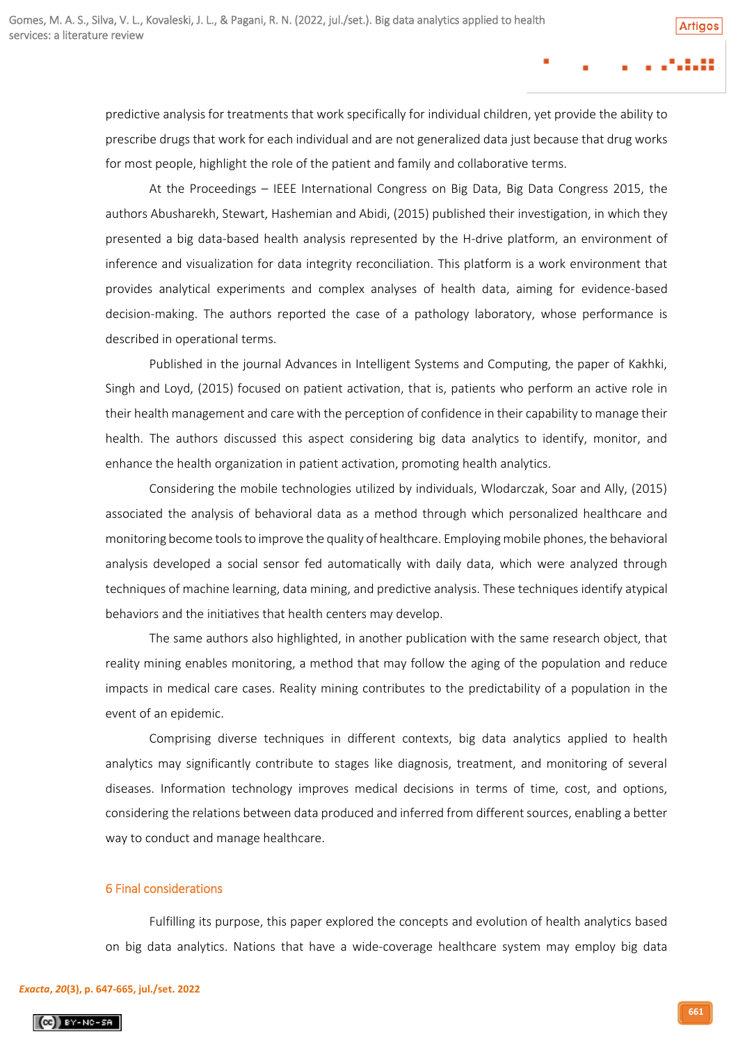predictive analysis for treatments that work specifically for individual children, yet provide the ability to prescribe drugs that work for each individual and are not generalized data just because that drug works for most people, highlight the role of the patient and family and collaborative terms.

At the Proceedings – IEEE International Congress on Big Data, Big Data Congress 2015, the authors Abusharekh, Stewart, Hashemian and Abidi, (2015) published their investigation, in which they presented a big data-based health analysis represented by the H-drive platform, an environment of inference and visualization for data integrity reconciliation. This platform is a work environment that provides analytical experiments and complex analyses of health data, aiming for evidence-based decision-making. The authors reported the case of a pathology laboratory, whose performance is described in operational terms.

Published in the journal Advances in Intelligent Systems and Computing, the paper of Kakhki, Singh and Loyd, (2015) focused on patient activation, that is, patients who perform an active role in their health management and care with the perception of confidence in their capability to manage their health. The authors discussed this aspect considering big data analytics to identify, monitor, and enhance the health organization in patient activation, promoting health analytics.

Considering the mobile technologies utilized by individuals, Wlodarczak, Soar and Ally, (2015) associated the analysis of behavioral data as a method through which personalized healthcare and monitoring become tools to improve the quality of healthcare. Employing mobile phones, the behavioral analysis developed a social sensor fed automatically with daily data, which were analyzed through techniques of machine learning, data mining, and predictive analysis. These techniques identify atypical behaviors and the initiatives that health centers may develop.

The same authors also highlighted, in another publication with the same research object, that reality mining enables monitoring, a method that may follow the aging of the population and reduce impacts in medical care cases. Reality mining contributes to the predictability of a population in the event of an epidemic.

Comprising diverse techniques in different contexts, big data analytics applied to health analytics may significantly contribute to stages like diagnosis, treatment, and monitoring of several diseases. Information technology improves medical decisions in terms of time, cost, and options, considering the relations between data produced and inferred from different sources, enabling a better way to conduct and manage healthcare.

## 6 Final considerations

Fulfilling its purpose, this paper explored the concepts and evolution of health analytics based on big data analytics. Nations that have a wide-coverage healthcare system may employ big data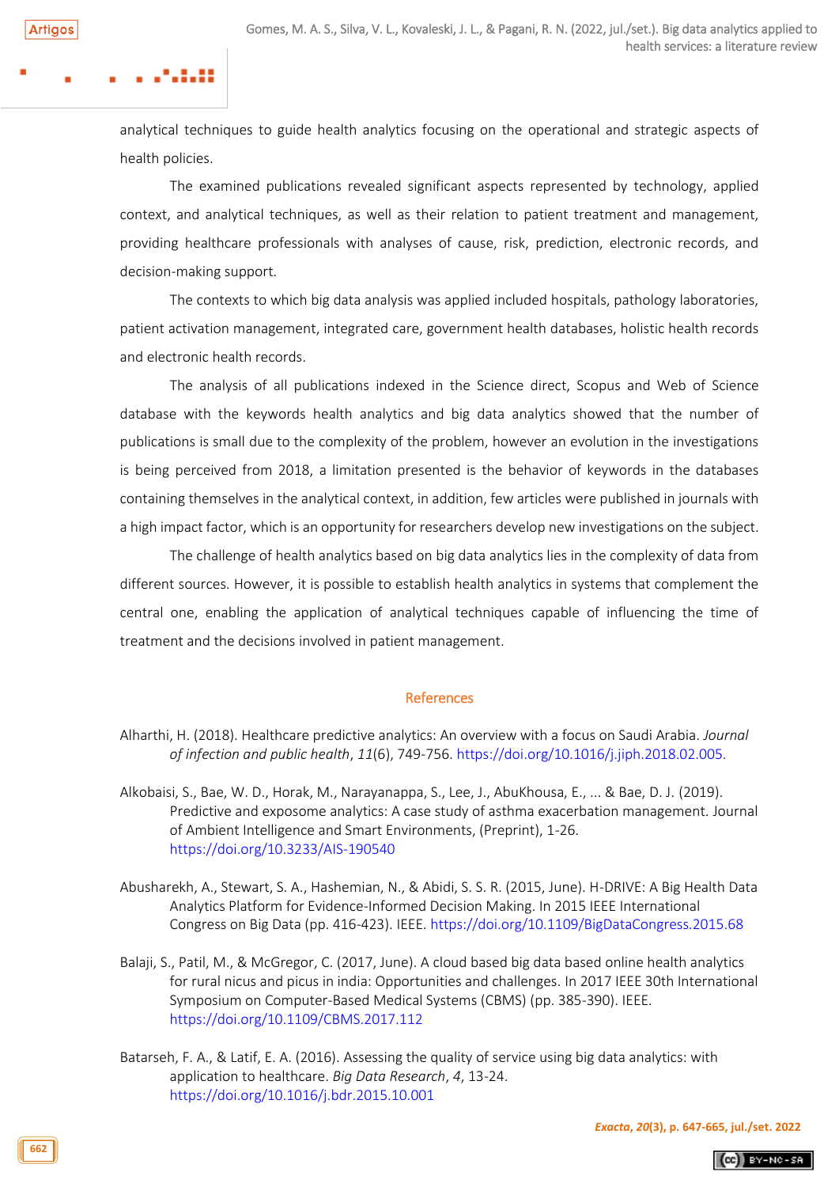analytical techniques to guide health analytics focusing on the operational and strategic aspects of health policies.

The examined publications revealed significant aspects represented by technology, applied context, and analytical techniques, as well as their relation to patient treatment and management, providing healthcare professionals with analyses of cause, risk, prediction, electronic records, and decision-making support.

The contexts to which big data analysis was applied included hospitals, pathology laboratories, patient activation management, integrated care, government health databases, holistic health records and electronic health records.

The analysis of all publications indexed in the Science direct, Scopus and Web of Science database with the keywords health analytics and big data analytics showed that the number of publications is small due to the complexity of the problem, however an evolution in the investigations is being perceived from 2018, a limitation presented is the behavior of keywords in the databases containing themselves in the analytical context, in addition, few articles were published in journals with a high impact factor, which is an opportunity for researchers develop new investigations on the subject.

The challenge of health analytics based on big data analytics lies in the complexity of data from different sources. However, it is possible to establish health analytics in systems that complement the central one, enabling the application of analytical techniques capable of influencing the time of treatment and the decisions involved in patient management.

## References

Alharthi, H. (2018). Healthcare predictive analytics: An overview with a focus on Saudi Arabia. *Journal of infection and public health*, *11*(6), 749-756. https://doi.org/10.1016/j.jiph.2018.02.005.

Alkobaisi, S., Bae, W. D., Horak, M., Narayanappa, S., Lee, J., AbuKhousa, E., ... & Bae, D. J. (2019). Predictive and exposome analytics: A case study of asthma exacerbation management. Journal of Ambient Intelligence and Smart Environments, (Preprint), 1-26. https://doi.org/10.3233/AIS-190540

Abusharekh, A., Stewart, S. A., Hashemian, N., & Abidi, S. S. R. (2015, June). H-DRIVE: A Big Health Data Analytics Platform for Evidence-Informed Decision Making. In 2015 IEEE International Congress on Big Data (pp. 416-423). IEEE. https://doi.org/10.1109/BigDataCongress.2015.68

Balaji, S., Patil, M., & McGregor, C. (2017, June). A cloud based big data based online health analytics for rural nicus and picus in india: Opportunities and challenges. In 2017 IEEE 30th International Symposium on Computer-Based Medical Systems (CBMS) (pp. 385-390). IEEE. https://doi.org/10.1109/CBMS.2017.112

Batarseh, F. A., & Latif, E. A. (2016). Assessing the quality of service using big data analytics: with application to healthcare. *Big Data Research*, *4*, 13-24. https://doi.org/10.1016/j.bdr.2015.10.001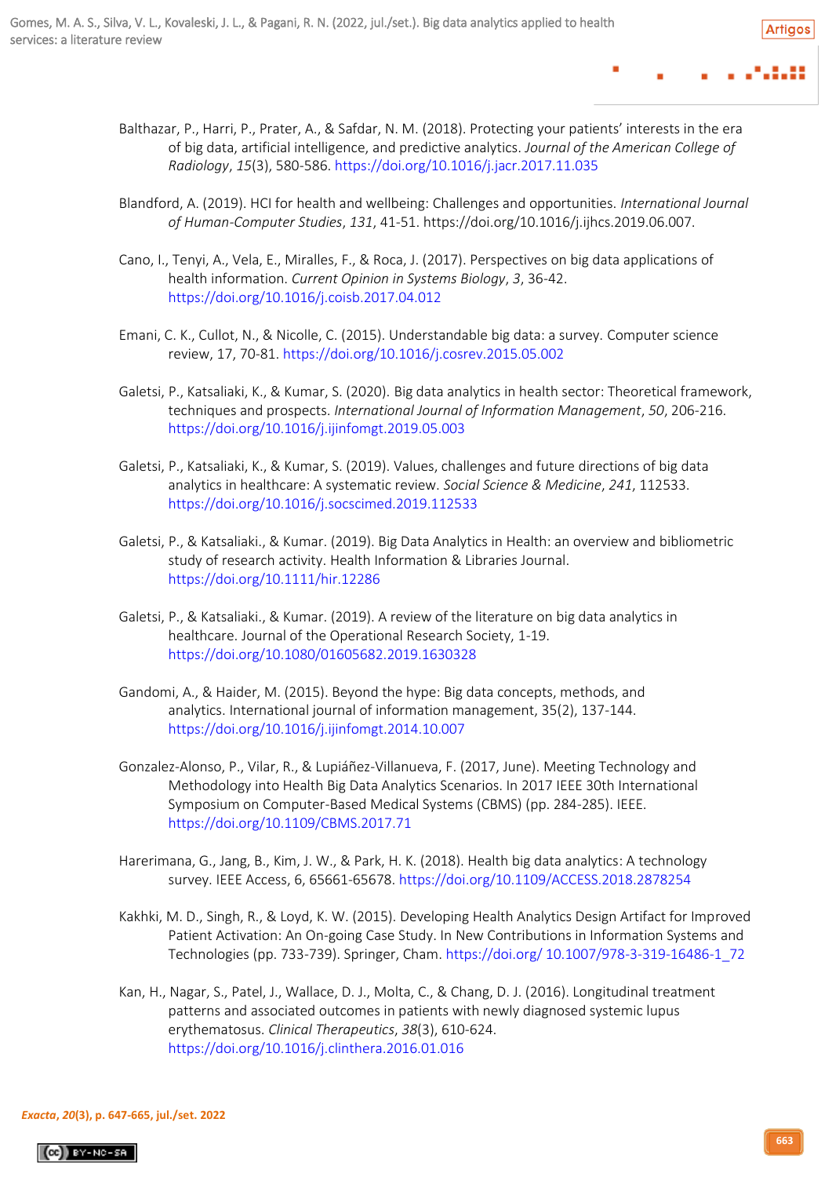Balthazar, P., Harri, P., Prater, A., & Safdar, N. M. (2018). Protecting your patients' interests in the era of big data, artificial intelligence, and predictive analytics. *Journal of the American College of Radiology*, *15*(3), 580-586. https://doi.org/10.1016/j.jacr.2017.11.035

Blandford, A. (2019). HCI for health and wellbeing: Challenges and opportunities. *International Journal of Human-Computer Studies*, *131*, 41-51. https://doi.org/10.1016/j.ijhcs.2019.06.007.

Cano, I., Tenyi, A., Vela, E., Miralles, F., & Roca, J. (2017). Perspectives on big data applications of health information. *Current Opinion in Systems Biology*, *3*, 36-42. https://doi.org/10.1016/j.coisb.2017.04.012

Emani, C. K., Cullot, N., & Nicolle, C. (2015). Understandable big data: a survey. Computer science review, 17, 70-81. https://doi.org/10.1016/j.cosrev.2015.05.002

Galetsi, P., Katsaliaki, K., & Kumar, S. (2020). Big data analytics in health sector: Theoretical framework, techniques and prospects. *International Journal of Information Management*, *50*, 206-216. https://doi.org/10.1016/j.ijinfomgt.2019.05.003

Galetsi, P., Katsaliaki, K., & Kumar, S. (2019). Values, challenges and future directions of big data analytics in healthcare: A systematic review. *Social Science & Medicine*, *241*, 112533. https://doi.org/10.1016/j.socscimed.2019.112533

Galetsi, P., & Katsaliaki., & Kumar. (2019). Big Data Analytics in Health: an overview and bibliometric study of research activity. Health Information & Libraries Journal. https://doi.org/10.1111/hir.12286

Galetsi, P., & Katsaliaki., & Kumar. (2019). A review of the literature on big data analytics in healthcare. Journal of the Operational Research Society, 1-19. https://doi.org/10.1080/01605682.2019.1630328

Gandomi, A., & Haider, M. (2015). Beyond the hype: Big data concepts, methods, and analytics. International journal of information management, 35(2), 137-144. https://doi.org/10.1016/j.ijinfomgt.2014.10.007

Gonzalez-Alonso, P., Vilar, R., & Lupiáñez-Villanueva, F. (2017, June). Meeting Technology and Methodology into Health Big Data Analytics Scenarios. In 2017 IEEE 30th International Symposium on Computer-Based Medical Systems (CBMS) (pp. 284-285). IEEE. https://doi.org/10.1109/CBMS.2017.71

Harerimana, G., Jang, B., Kim, J. W., & Park, H. K. (2018). Health big data analytics: A technology survey. IEEE Access, 6, 65661-65678. https://doi.org/10.1109/ACCESS.2018.2878254

Kakhki, M. D., Singh, R., & Loyd, K. W. (2015). Developing Health Analytics Design Artifact for Improved Patient Activation: An On-going Case Study. In New Contributions in Information Systems and Technologies (pp. 733-739). Springer, Cham. https://doi.org/ 10.1007/978-3-319-16486-1_72

Kan, H., Nagar, S., Patel, J., Wallace, D. J., Molta, C., & Chang, D. J. (2016). Longitudinal treatment patterns and associated outcomes in patients with newly diagnosed systemic lupus erythematosus. *Clinical Therapeutics*, *38*(3), 610-624. https://doi.org/10.1016/j.clinthera.2016.01.016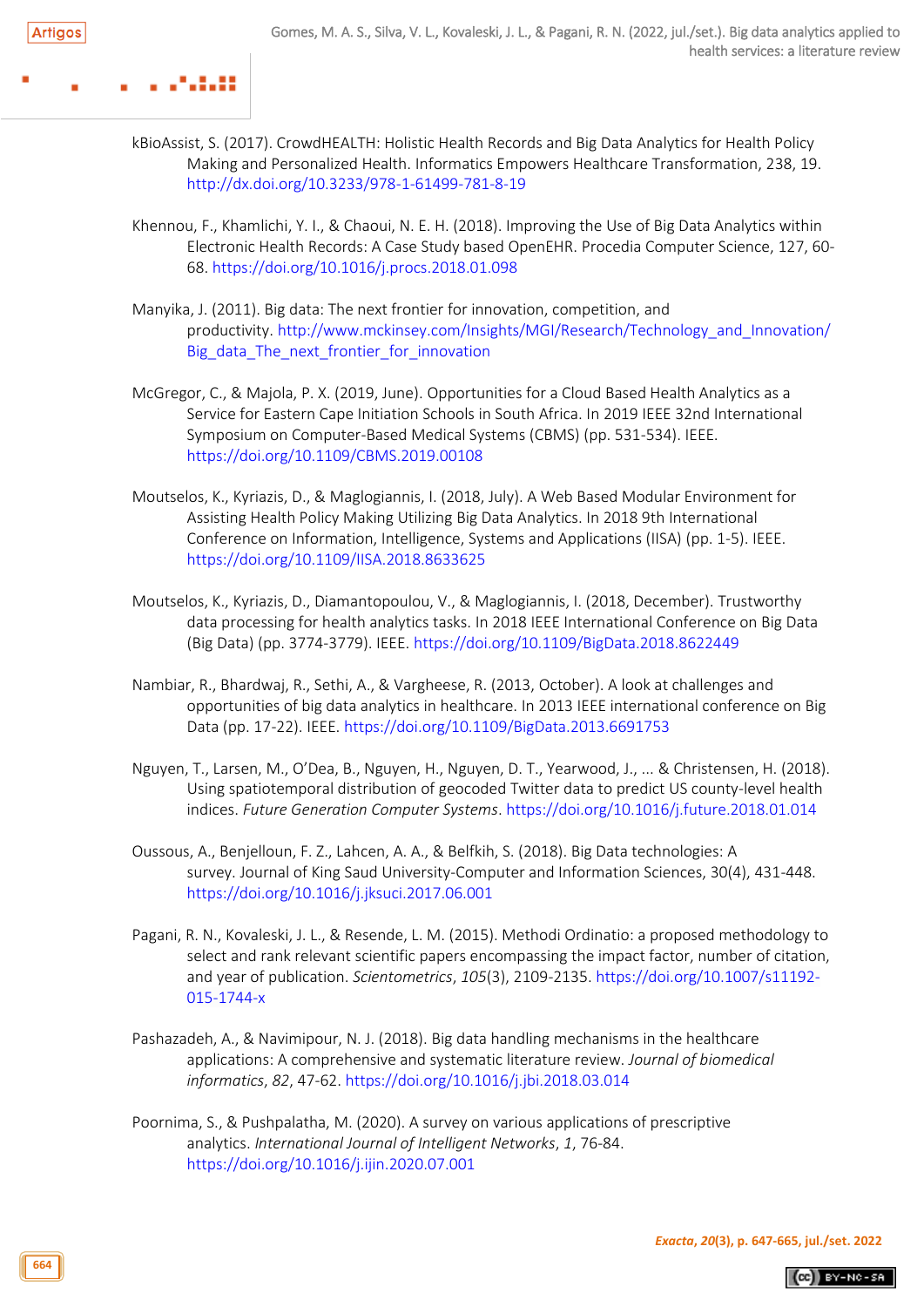kBioAssist, S. (2017). CrowdHEALTH: Holistic Health Records and Big Data Analytics for Health Policy Making and Personalized Health. Informatics Empowers Healthcare Transformation, 238, 19. http://dx.doi.org/10.3233/978-1-61499-781-8-19

Khennou, F., Khamlichi, Y. I., & Chaoui, N. E. H. (2018). Improving the Use of Big Data Analytics within Electronic Health Records: A Case Study based OpenEHR. Procedia Computer Science, 127, 60-68. https://doi.org/10.1016/j.procs.2018.01.098

Manyika, J. (2011). Big data: The next frontier for innovation, competition, and productivity. http://www.mckinsey.com/Insights/MGI/Research/Technology_and_Innovation/Big_data_The_next_frontier_for_innovation

McGregor, C., & Majola, P. X. (2019, June). Opportunities for a Cloud Based Health Analytics as a Service for Eastern Cape Initiation Schools in South Africa. In 2019 IEEE 32nd International Symposium on Computer-Based Medical Systems (CBMS) (pp. 531-534). IEEE. https://doi.org/10.1109/CBMS.2019.00108

Moutselos, K., Kyriazis, D., & Maglogiannis, I. (2018, July). A Web Based Modular Environment for Assisting Health Policy Making Utilizing Big Data Analytics. In 2018 9th International Conference on Information, Intelligence, Systems and Applications (IISA) (pp. 1-5). IEEE. https://doi.org/10.1109/IISA.2018.8633625

Moutselos, K., Kyriazis, D., Diamantopoulou, V., & Maglogiannis, I. (2018, December). Trustworthy data processing for health analytics tasks. In 2018 IEEE International Conference on Big Data (Big Data) (pp. 3774-3779). IEEE. https://doi.org/10.1109/BigData.2018.8622449

Nambiar, R., Bhardwaj, R., Sethi, A., & Vargheese, R. (2013, October). A look at challenges and opportunities of big data analytics in healthcare. In 2013 IEEE international conference on Big Data (pp. 17-22). IEEE. https://doi.org/10.1109/BigData.2013.6691753

Nguyen, T., Larsen, M., O'Dea, B., Nguyen, H., Nguyen, D. T., Yearwood, J., ... & Christensen, H. (2018). Using spatiotemporal distribution of geocoded Twitter data to predict US county-level health indices. *Future Generation Computer Systems*. https://doi.org/10.1016/j.future.2018.01.014

Oussous, A., Benjelloun, F. Z., Lahcen, A. A., & Belfkih, S. (2018). Big Data technologies: A survey. Journal of King Saud University-Computer and Information Sciences, 30(4), 431-448. https://doi.org/10.1016/j.jksuci.2017.06.001

Pagani, R. N., Kovaleski, J. L., & Resende, L. M. (2015). Methodi Ordinatio: a proposed methodology to select and rank relevant scientific papers encompassing the impact factor, number of citation, and year of publication. *Scientometrics*, *105*(3), 2109-2135. https://doi.org/10.1007/s11192-015-1744-x

Pashazadeh, A., & Navimipour, N. J. (2018). Big data handling mechanisms in the healthcare applications: A comprehensive and systematic literature review. *Journal of biomedical informatics*, *82*, 47-62. https://doi.org/10.1016/j.jbi.2018.03.014

Poornima, S., & Pushpalatha, M. (2020). A survey on various applications of prescriptive analytics. *International Journal of Intelligent Networks*, *1*, 76-84. https://doi.org/10.1016/j.ijin.2020.07.001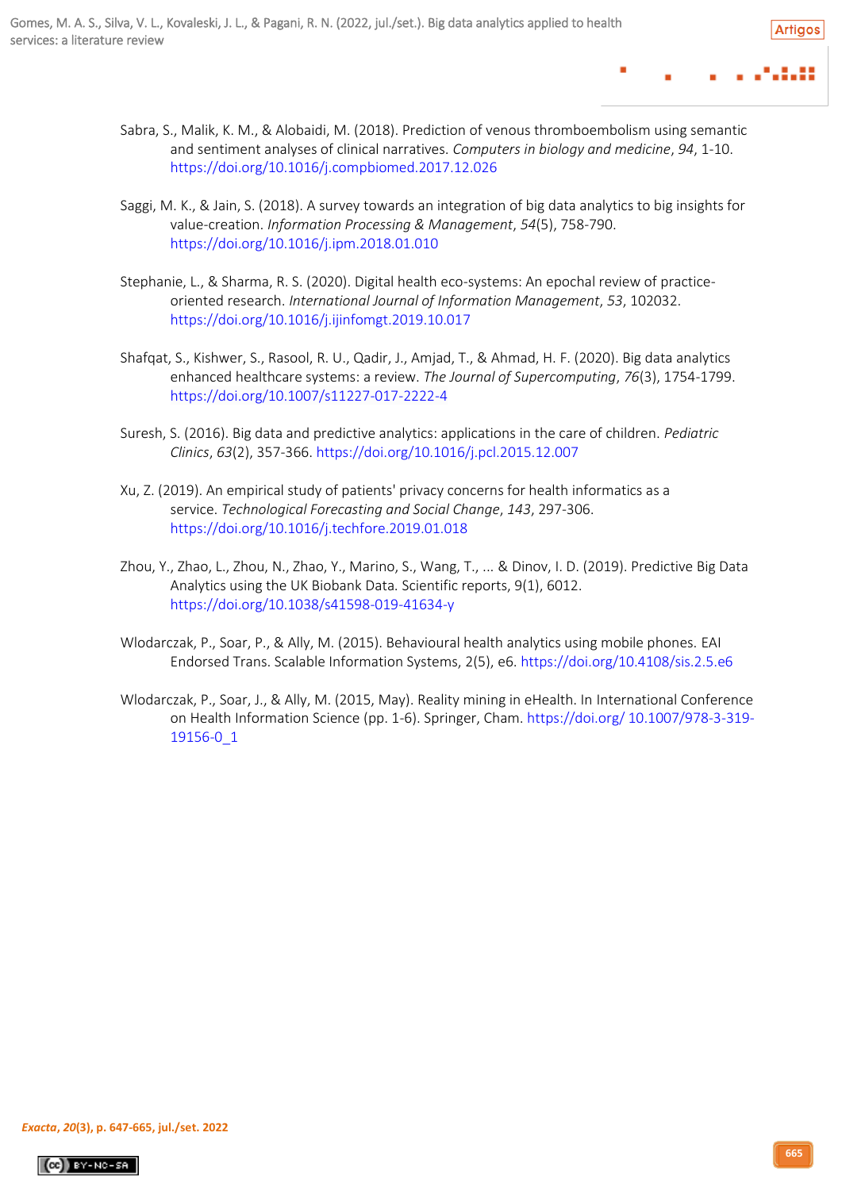Sabra, S., Malik, K. M., & Alobaidi, M. (2018). Prediction of venous thromboembolism using semantic and sentiment analyses of clinical narratives. *Computers in biology and medicine*, *94*, 1-10. https://doi.org/10.1016/j.compbiomed.2017.12.026

Saggi, M. K., & Jain, S. (2018). A survey towards an integration of big data analytics to big insights for value-creation. *Information Processing & Management*, *54*(5), 758-790. https://doi.org/10.1016/j.ipm.2018.01.010

Stephanie, L., & Sharma, R. S. (2020). Digital health eco-systems: An epochal review of practice-oriented research. *International Journal of Information Management*, *53*, 102032. https://doi.org/10.1016/j.ijinfomgt.2019.10.017

Shafqat, S., Kishwer, S., Rasool, R. U., Qadir, J., Amjad, T., & Ahmad, H. F. (2020). Big data analytics enhanced healthcare systems: a review. *The Journal of Supercomputing*, *76*(3), 1754-1799. https://doi.org/10.1007/s11227-017-2222-4

Suresh, S. (2016). Big data and predictive analytics: applications in the care of children. *Pediatric Clinics*, *63*(2), 357-366. https://doi.org/10.1016/j.pcl.2015.12.007

Xu, Z. (2019). An empirical study of patients' privacy concerns for health informatics as a service. *Technological Forecasting and Social Change*, *143*, 297-306. https://doi.org/10.1016/j.techfore.2019.01.018

Zhou, Y., Zhao, L., Zhou, N., Zhao, Y., Marino, S., Wang, T., ... & Dinov, I. D. (2019). Predictive Big Data Analytics using the UK Biobank Data. Scientific reports, 9(1), 6012. https://doi.org/10.1038/s41598-019-41634-y

Wlodarczak, P., Soar, P., & Ally, M. (2015). Behavioural health analytics using mobile phones. EAI Endorsed Trans. Scalable Information Systems, 2(5), e6. https://doi.org/10.4108/sis.2.5.e6

Wlodarczak, P., Soar, J., & Ally, M. (2015, May). Reality mining in eHealth. In International Conference on Health Information Science (pp. 1-6). Springer, Cham. https://doi.org/ 10.1007/978-3-319-19156-0_1